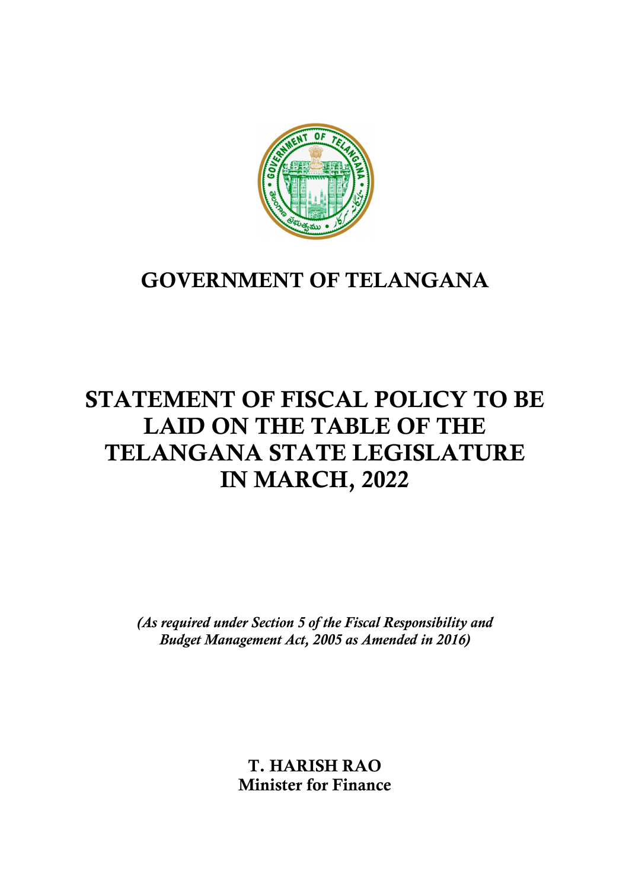# GOVERNMENT OF TELANGANA

# STATEMENT OF FISCAL POLICY TO BE LAID ON THE TABLE OF THE TELANGANA STATE LEGISLATURE IN MARCH, 2022

*(As required under Section 5 of the Fiscal Responsibility and Budget Management Act, 2005 as Amended in 2016)*

**T. HARISH RAO**
**Minister for Finance**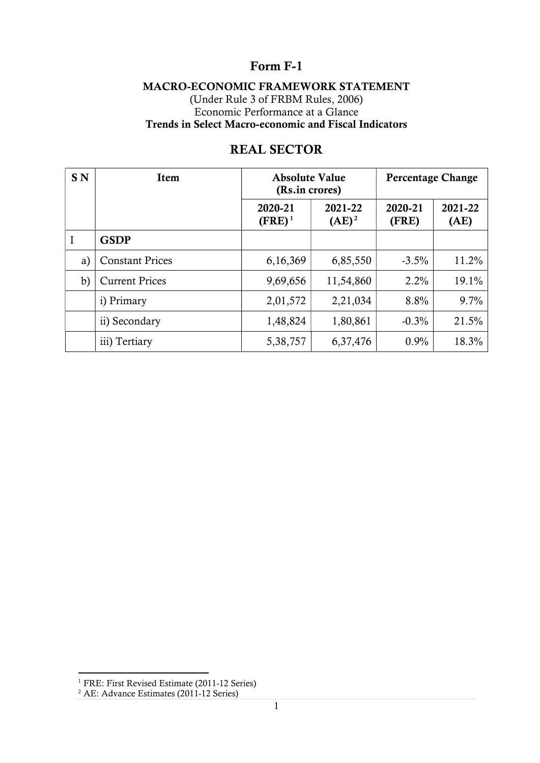# Form F-1

**MACRO-ECONOMIC FRAMEWORK STATEMENT**

(Under Rule 3 of FRBM Rules, 2006)

Economic Performance at a Glance

**Trends in Select Macro-economic and Fiscal Indicators**

## REAL SECTOR

| S N | Item | Absolute Value (Rs.in crores) | | Percentage Change | |
|---|---|---|---|---|---|
| | | 2020-21 (FRE)[1] | 2021-22 (AE)[2] | 2020-21 (FRE) | 2021-22 (AE) |
| I | **GSDP** | | | | |
| a) | Constant Prices | 6,16,369 | 6,85,550 | -3.5% | 11.2% |
| b) | Current Prices | 9,69,656 | 11,54,860 | 2.2% | 19.1% |
| | i) Primary | 2,01,572 | 2,21,034 | 8.8% | 9.7% |
| | ii) Secondary | 1,48,824 | 1,80,861 | -0.3% | 21.5% |
| | iii) Tertiary | 5,38,757 | 6,37,476 | 0.9% | 18.3% |

[1] FRE: First Revised Estimate (2011-12 Series)

[2] AE: Advance Estimates (2011-12 Series)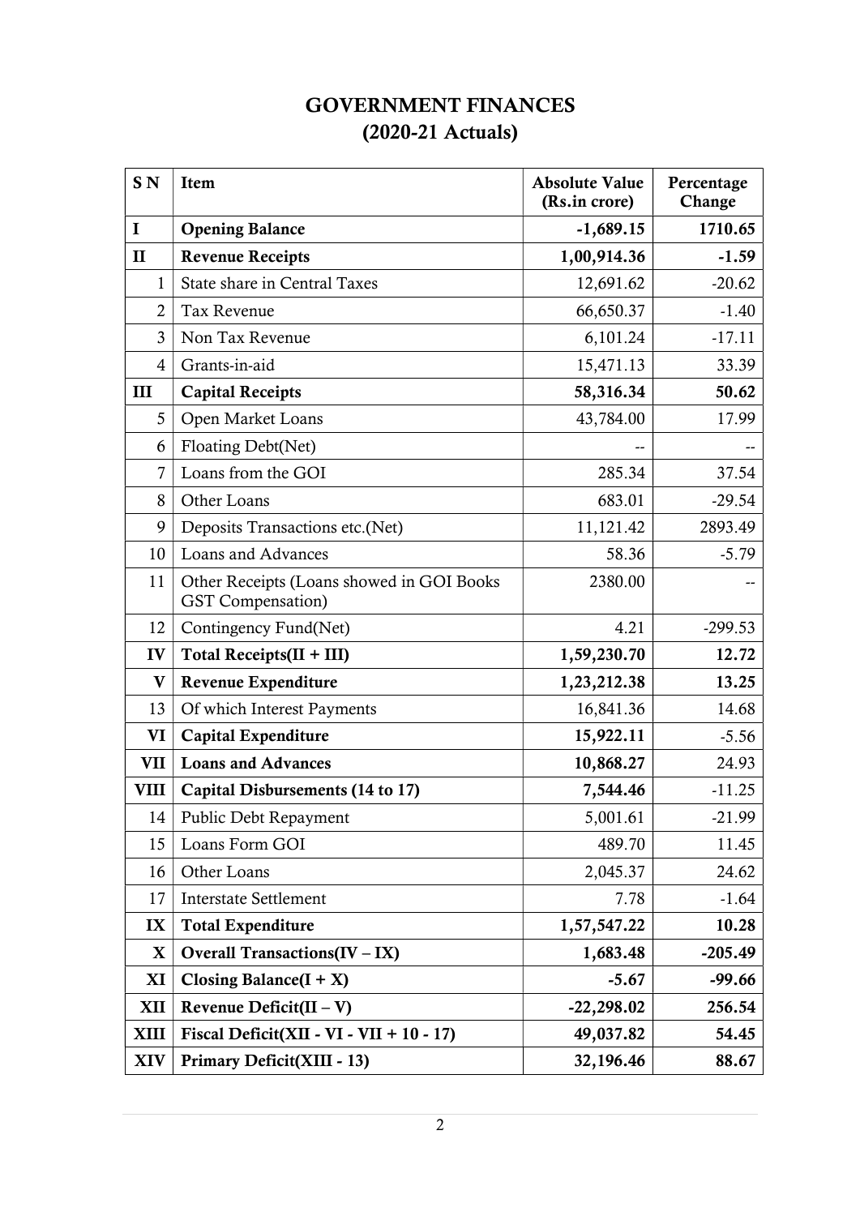# GOVERNMENT FINANCES
## (2020-21 Actuals)

| S N | Item | Absolute Value (Rs.in crore) | Percentage Change |
|---|---|---|---|
| **I** | **Opening Balance** | **-1,689.15** | **1710.65** |
| **II** | **Revenue Receipts** | **1,00,914.36** | **-1.59** |
| 1 | State share in Central Taxes | 12,691.62 | -20.62 |
| 2 | Tax Revenue | 66,650.37 | -1.40 |
| 3 | Non Tax Revenue | 6,101.24 | -17.11 |
| 4 | Grants-in-aid | 15,471.13 | 33.39 |
| **III** | **Capital Receipts** | **58,316.34** | **50.62** |
| 5 | Open Market Loans | 43,784.00 | 17.99 |
| 6 | Floating Debt(Net) | -- | -- |
| 7 | Loans from the GOI | 285.34 | 37.54 |
| 8 | Other Loans | 683.01 | -29.54 |
| 9 | Deposits Transactions etc.(Net) | 11,121.42 | 2893.49 |
| 10 | Loans and Advances | 58.36 | -5.79 |
| 11 | Other Receipts (Loans showed in GOI Books GST Compensation) | 2380.00 | -- |
| 12 | Contingency Fund(Net) | 4.21 | -299.53 |
| **IV** | **Total Receipts(II + III)** | **1,59,230.70** | **12.72** |
| **V** | **Revenue Expenditure** | **1,23,212.38** | **13.25** |
| 13 | Of which Interest Payments | 16,841.36 | 14.68 |
| **VI** | **Capital Expenditure** | **15,922.11** | -5.56 |
| **VII** | **Loans and Advances** | **10,868.27** | 24.93 |
| **VIII** | **Capital Disbursements (14 to 17)** | **7,544.46** | -11.25 |
| 14 | Public Debt Repayment | 5,001.61 | -21.99 |
| 15 | Loans Form GOI | 489.70 | 11.45 |
| 16 | Other Loans | 2,045.37 | 24.62 |
| 17 | Interstate Settlement | 7.78 | -1.64 |
| **IX** | **Total Expenditure** | **1,57,547.22** | 10.28 |
| **X** | **Overall Transactions(IV – IX)** | **1,683.48** | **-205.49** |
| **XI** | **Closing Balance(I + X)** | **-5.67** | **-99.66** |
| **XII** | **Revenue Deficit(II – V)** | **-22,298.02** | **256.54** |
| **XIII** | **Fiscal Deficit(XII - VI - VII + 10 - 17)** | **49,037.82** | **54.45** |
| **XIV** | **Primary Deficit(XIII - 13)** | **32,196.46** | **88.67** |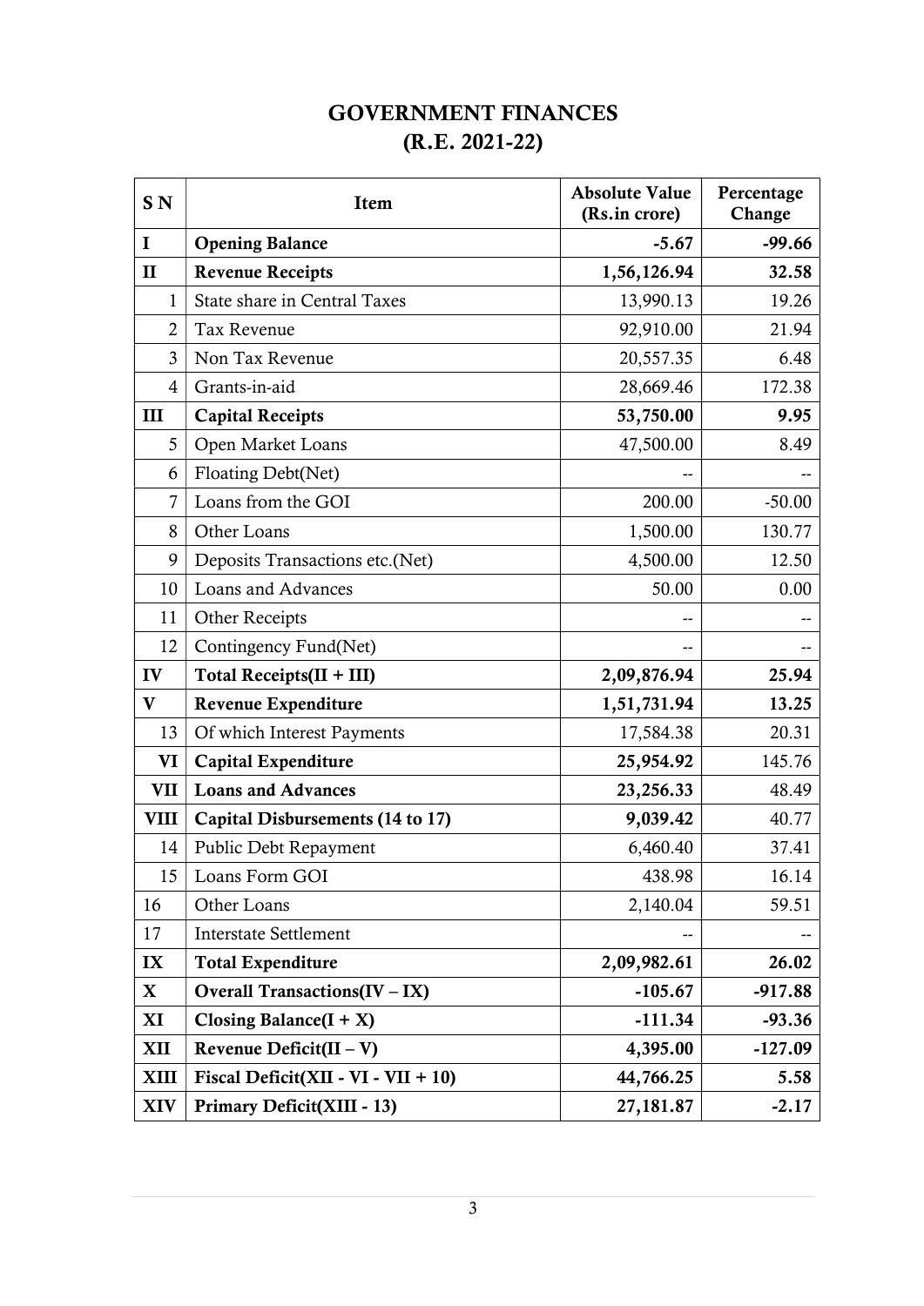# GOVERNMENT FINANCES
## (R.E. 2021-22)

| S N | Item | Absolute Value (Rs.in crore) | Percentage Change |
|---|---|---|---|
| **I** | **Opening Balance** | **-5.67** | **-99.66** |
| **II** | **Revenue Receipts** | **1,56,126.94** | **32.58** |
| 1 | State share in Central Taxes | 13,990.13 | 19.26 |
| 2 | Tax Revenue | 92,910.00 | 21.94 |
| 3 | Non Tax Revenue | 20,557.35 | 6.48 |
| 4 | Grants-in-aid | 28,669.46 | 172.38 |
| **III** | **Capital Receipts** | **53,750.00** | **9.95** |
| 5 | Open Market Loans | 47,500.00 | 8.49 |
| 6 | Floating Debt(Net) | -- | -- |
| 7 | Loans from the GOI | 200.00 | -50.00 |
| 8 | Other Loans | 1,500.00 | 130.77 |
| 9 | Deposits Transactions etc.(Net) | 4,500.00 | 12.50 |
| 10 | Loans and Advances | 50.00 | 0.00 |
| 11 | Other Receipts | -- | -- |
| 12 | Contingency Fund(Net) | -- | -- |
| **IV** | **Total Receipts(II + III)** | **2,09,876.94** | **25.94** |
| **V** | **Revenue Expenditure** | **1,51,731.94** | **13.25** |
| 13 | Of which Interest Payments | 17,584.38 | 20.31 |
| **VI** | **Capital Expenditure** | **25,954.92** | 145.76 |
| **VII** | **Loans and Advances** | **23,256.33** | 48.49 |
| **VIII** | **Capital Disbursements (14 to 17)** | **9,039.42** | 40.77 |
| 14 | Public Debt Repayment | 6,460.40 | 37.41 |
| 15 | Loans Form GOI | 438.98 | 16.14 |
| 16 | Other Loans | 2,140.04 | 59.51 |
| 17 | Interstate Settlement | -- | -- |
| **IX** | **Total Expenditure** | **2,09,982.61** | **26.02** |
| **X** | **Overall Transactions(IV – IX)** | **-105.67** | **-917.88** |
| **XI** | **Closing Balance(I + X)** | **-111.34** | **-93.36** |
| **XII** | **Revenue Deficit(II – V)** | **4,395.00** | **-127.09** |
| **XIII** | **Fiscal Deficit(XII - VI - VII + 10)** | **44,766.25** | **5.58** |
| **XIV** | **Primary Deficit(XIII - 13)** | **27,181.87** | **-2.17** |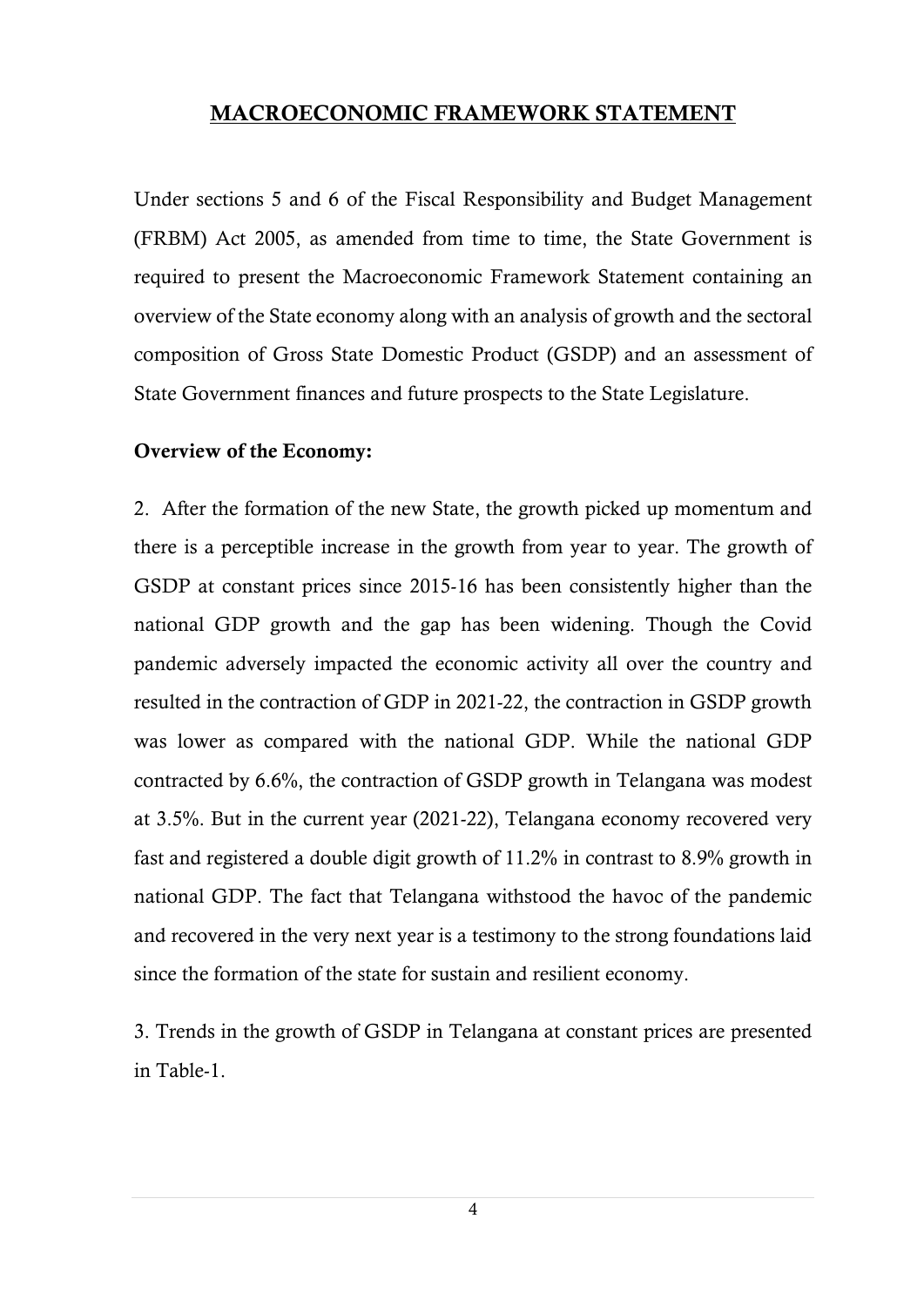# MACROECONOMIC FRAMEWORK STATEMENT

Under sections 5 and 6 of the Fiscal Responsibility and Budget Management (FRBM) Act 2005, as amended from time to time, the State Government is required to present the Macroeconomic Framework Statement containing an overview of the State economy along with an analysis of growth and the sectoral composition of Gross State Domestic Product (GSDP) and an assessment of State Government finances and future prospects to the State Legislature.

**Overview of the Economy:**

2. After the formation of the new State, the growth picked up momentum and there is a perceptible increase in the growth from year to year. The growth of GSDP at constant prices since 2015-16 has been consistently higher than the national GDP growth and the gap has been widening. Though the Covid pandemic adversely impacted the economic activity all over the country and resulted in the contraction of GDP in 2021-22, the contraction in GSDP growth was lower as compared with the national GDP. While the national GDP contracted by 6.6%, the contraction of GSDP growth in Telangana was modest at 3.5%. But in the current year (2021-22), Telangana economy recovered very fast and registered a double digit growth of 11.2% in contrast to 8.9% growth in national GDP. The fact that Telangana withstood the havoc of the pandemic and recovered in the very next year is a testimony to the strong foundations laid since the formation of the state for sustain and resilient economy.

3. Trends in the growth of GSDP in Telangana at constant prices are presented in Table-1.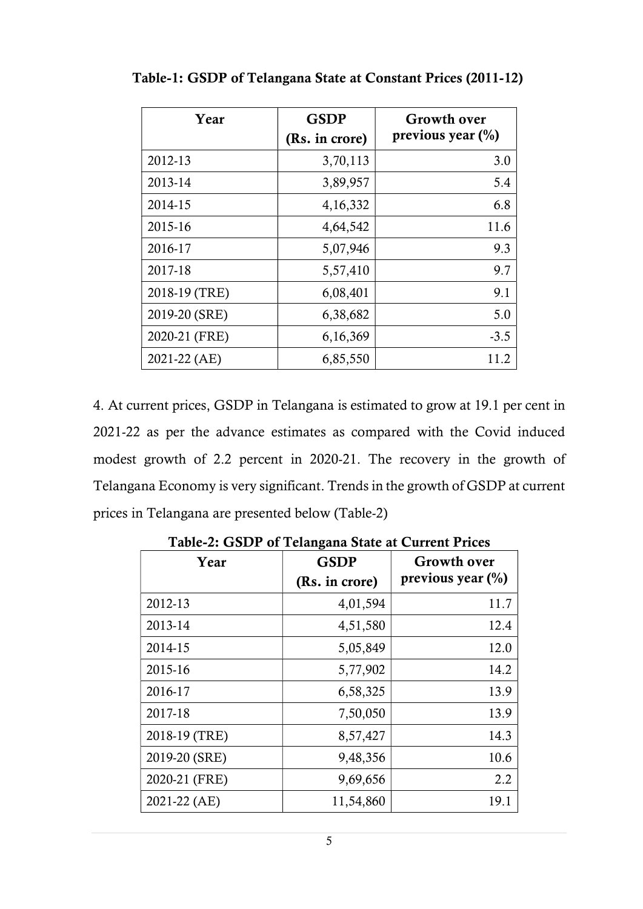**Table-1: GSDP of Telangana State at Constant Prices (2011-12)**

| Year | GSDP (Rs. in crore) | Growth over previous year (%) |
|---|---|---|
| 2012-13 | 3,70,113 | 3.0 |
| 2013-14 | 3,89,957 | 5.4 |
| 2014-15 | 4,16,332 | 6.8 |
| 2015-16 | 4,64,542 | 11.6 |
| 2016-17 | 5,07,946 | 9.3 |
| 2017-18 | 5,57,410 | 9.7 |
| 2018-19 (TRE) | 6,08,401 | 9.1 |
| 2019-20 (SRE) | 6,38,682 | 5.0 |
| 2020-21 (FRE) | 6,16,369 | -3.5 |
| 2021-22 (AE) | 6,85,550 | 11.2 |

4. At current prices, GSDP in Telangana is estimated to grow at 19.1 per cent in 2021-22 as per the advance estimates as compared with the Covid induced modest growth of 2.2 percent in 2020-21. The recovery in the growth of Telangana Economy is very significant. Trends in the growth of GSDP at current prices in Telangana are presented below (Table-2)

**Table-2: GSDP of Telangana State at Current Prices**

| Year | GSDP (Rs. in crore) | Growth over previous year (%) |
|---|---|---|
| 2012-13 | 4,01,594 | 11.7 |
| 2013-14 | 4,51,580 | 12.4 |
| 2014-15 | 5,05,849 | 12.0 |
| 2015-16 | 5,77,902 | 14.2 |
| 2016-17 | 6,58,325 | 13.9 |
| 2017-18 | 7,50,050 | 13.9 |
| 2018-19 (TRE) | 8,57,427 | 14.3 |
| 2019-20 (SRE) | 9,48,356 | 10.6 |
| 2020-21 (FRE) | 9,69,656 | 2.2 |
| 2021-22 (AE) | 11,54,860 | 19.1 |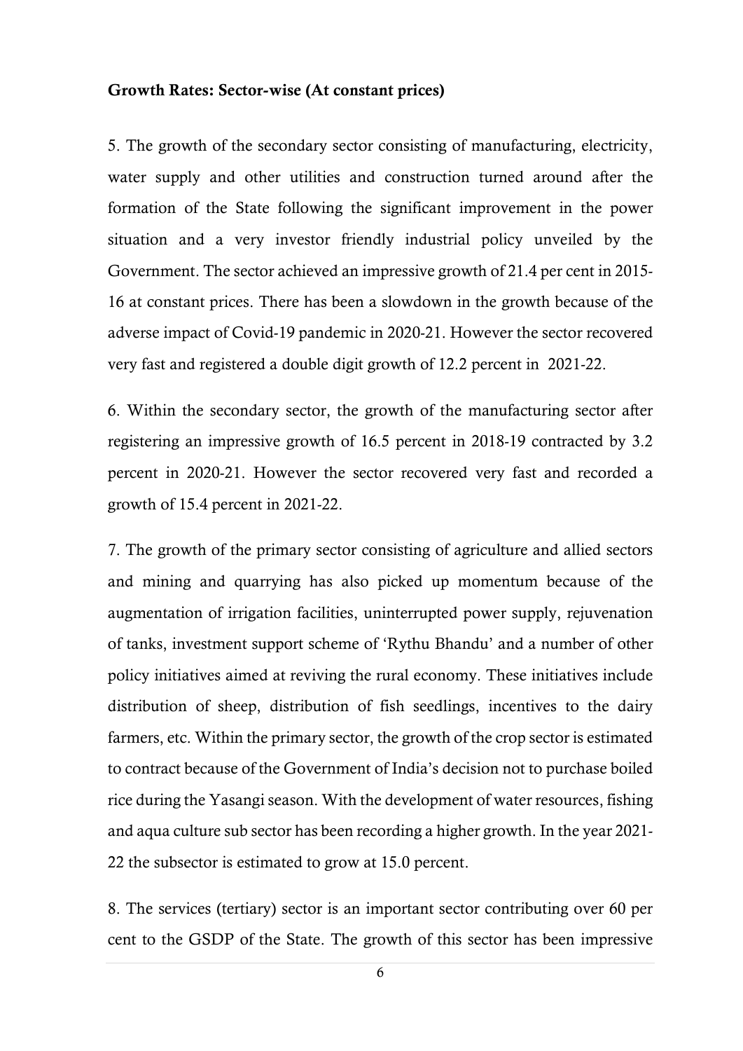**Growth Rates: Sector-wise (At constant prices)**

5. The growth of the secondary sector consisting of manufacturing, electricity, water supply and other utilities and construction turned around after the formation of the State following the significant improvement in the power situation and a very investor friendly industrial policy unveiled by the Government. The sector achieved an impressive growth of 21.4 per cent in 2015-16 at constant prices. There has been a slowdown in the growth because of the adverse impact of Covid-19 pandemic in 2020-21. However the sector recovered very fast and registered a double digit growth of 12.2 percent in 2021-22.

6. Within the secondary sector, the growth of the manufacturing sector after registering an impressive growth of 16.5 percent in 2018-19 contracted by 3.2 percent in 2020-21. However the sector recovered very fast and recorded a growth of 15.4 percent in 2021-22.

7. The growth of the primary sector consisting of agriculture and allied sectors and mining and quarrying has also picked up momentum because of the augmentation of irrigation facilities, uninterrupted power supply, rejuvenation of tanks, investment support scheme of 'Rythu Bhandu' and a number of other policy initiatives aimed at reviving the rural economy. These initiatives include distribution of sheep, distribution of fish seedlings, incentives to the dairy farmers, etc. Within the primary sector, the growth of the crop sector is estimated to contract because of the Government of India's decision not to purchase boiled rice during the Yasangi season. With the development of water resources, fishing and aqua culture sub sector has been recording a higher growth. In the year 2021-22 the subsector is estimated to grow at 15.0 percent.

8. The services (tertiary) sector is an important sector contributing over 60 per cent to the GSDP of the State. The growth of this sector has been impressive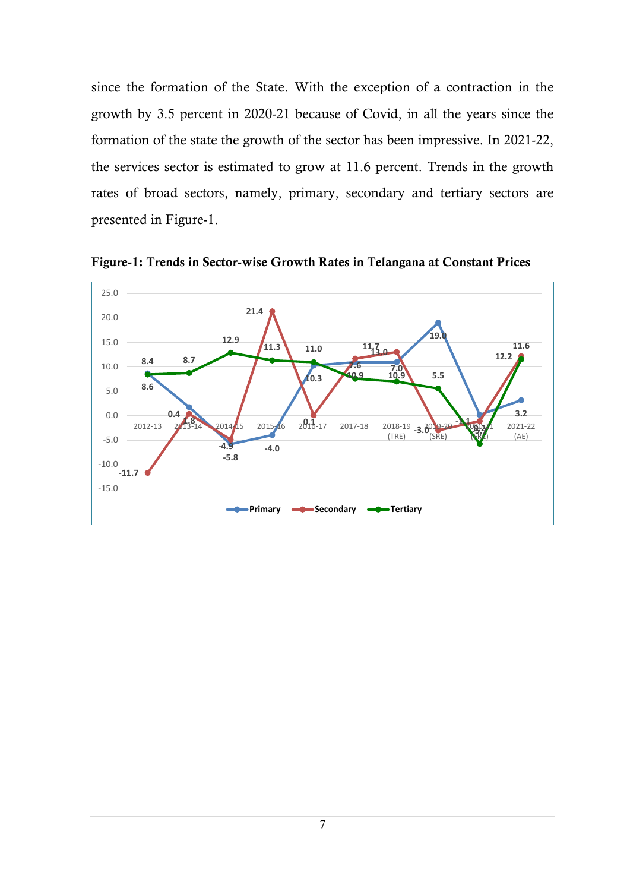since the formation of the State. With the exception of a contraction in the growth by 3.5 percent in 2020-21 because of Covid, in all the years since the formation of the state the growth of the sector has been impressive. In 2021-22, the services sector is estimated to grow at 11.6 percent. Trends in the growth rates of broad sectors, namely, primary, secondary and tertiary sectors are presented in Figure-1.

**Figure-1: Trends in Sector-wise Growth Rates in Telangana at Constant Prices**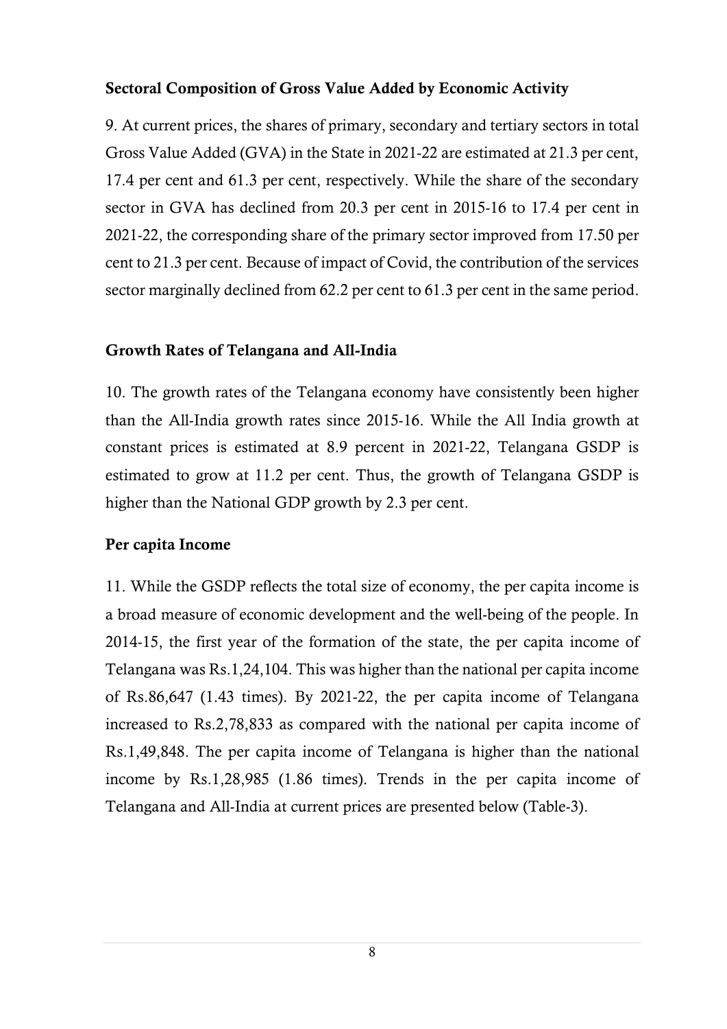### Sectoral Composition of Gross Value Added by Economic Activity

9. At current prices, the shares of primary, secondary and tertiary sectors in total Gross Value Added (GVA) in the State in 2021-22 are estimated at 21.3 per cent, 17.4 per cent and 61.3 per cent, respectively. While the share of the secondary sector in GVA has declined from 20.3 per cent in 2015-16 to 17.4 per cent in 2021-22, the corresponding share of the primary sector improved from 17.50 per cent to 21.3 per cent. Because of impact of Covid, the contribution of the services sector marginally declined from 62.2 per cent to 61.3 per cent in the same period.

### Growth Rates of Telangana and All-India

10. The growth rates of the Telangana economy have consistently been higher than the All-India growth rates since 2015-16. While the All India growth at constant prices is estimated at 8.9 percent in 2021-22, Telangana GSDP is estimated to grow at 11.2 per cent. Thus, the growth of Telangana GSDP is higher than the National GDP growth by 2.3 per cent.

### Per capita Income

11. While the GSDP reflects the total size of economy, the per capita income is a broad measure of economic development and the well-being of the people. In 2014-15, the first year of the formation of the state, the per capita income of Telangana was Rs.1,24,104. This was higher than the national per capita income of Rs.86,647 (1.43 times). By 2021-22, the per capita income of Telangana increased to Rs.2,78,833 as compared with the national per capita income of Rs.1,49,848. The per capita income of Telangana is higher than the national income by Rs.1,28,985 (1.86 times). Trends in the per capita income of Telangana and All-India at current prices are presented below (Table-3).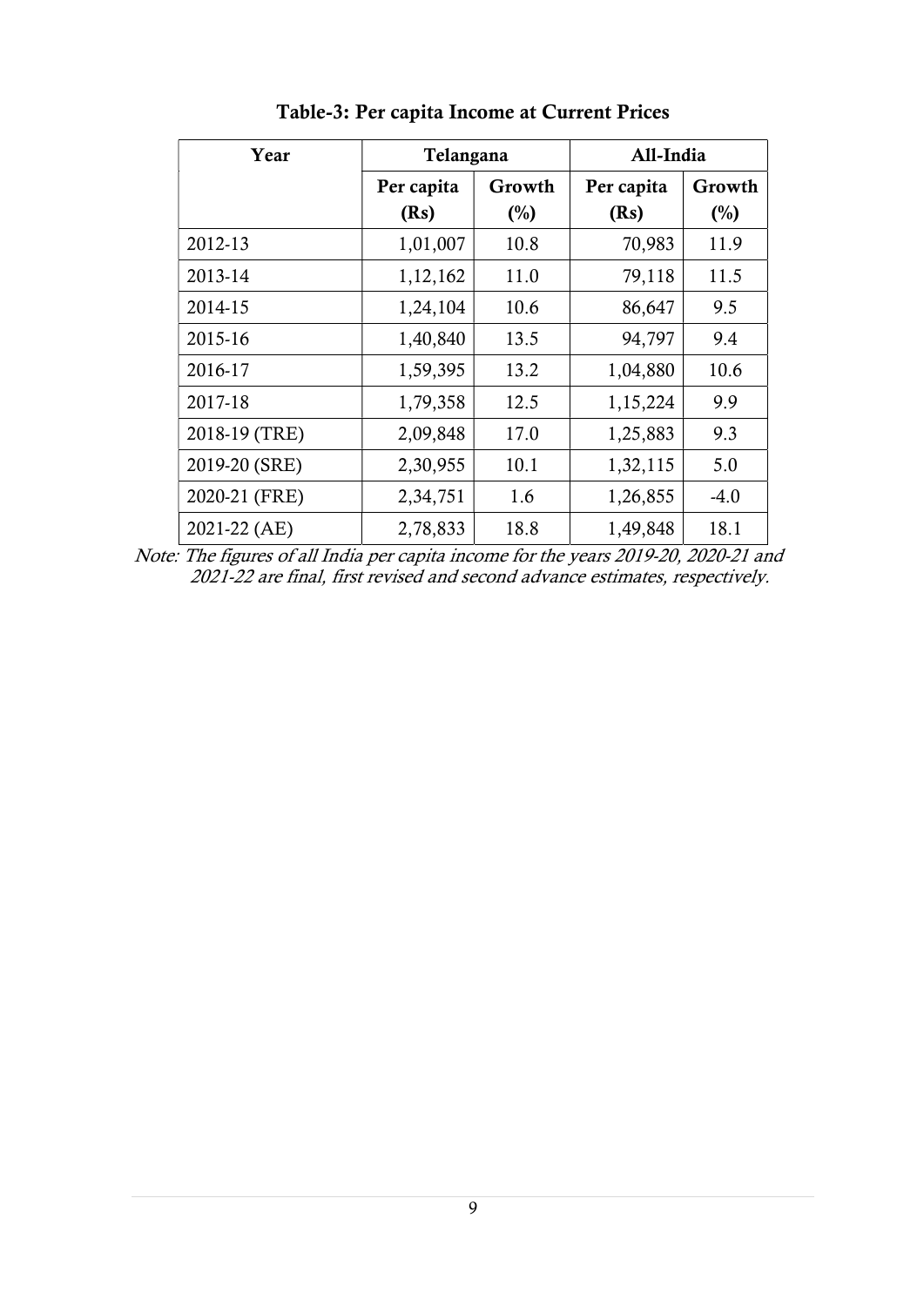**Table-3: Per capita Income at Current Prices**

| Year | Telangana | | All-India | |
|---|---|---|---|---|
| | Per capita (Rs) | Growth (%) | Per capita (Rs) | Growth (%) |
| 2012-13 | 1,01,007 | 10.8 | 70,983 | 11.9 |
| 2013-14 | 1,12,162 | 11.0 | 79,118 | 11.5 |
| 2014-15 | 1,24,104 | 10.6 | 86,647 | 9.5 |
| 2015-16 | 1,40,840 | 13.5 | 94,797 | 9.4 |
| 2016-17 | 1,59,395 | 13.2 | 1,04,880 | 10.6 |
| 2017-18 | 1,79,358 | 12.5 | 1,15,224 | 9.9 |
| 2018-19 (TRE) | 2,09,848 | 17.0 | 1,25,883 | 9.3 |
| 2019-20 (SRE) | 2,30,955 | 10.1 | 1,32,115 | 5.0 |
| 2020-21 (FRE) | 2,34,751 | 1.6 | 1,26,855 | -4.0 |
| 2021-22 (AE) | 2,78,833 | 18.8 | 1,49,848 | 18.1 |

*Note: The figures of all India per capita income for the years 2019-20, 2020-21 and 2021-22 are final, first revised and second advance estimates, respectively.*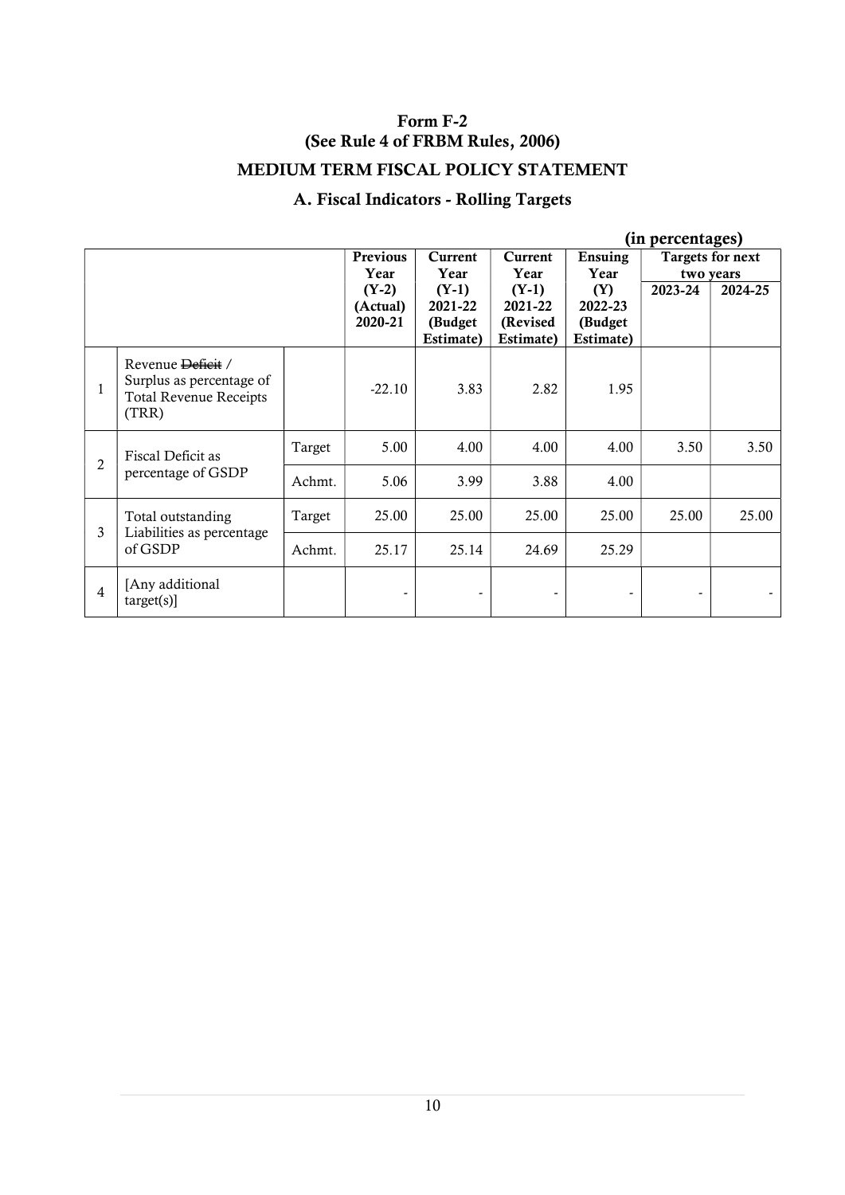# Form F-2
## (See Rule 4 of FRBM Rules, 2006)
## MEDIUM TERM FISCAL POLICY STATEMENT
### A. Fiscal Indicators - Rolling Targets

**(in percentages)**

| | | | Previous Year (Y-2) (Actual) 2020-21 | Current Year (Y-1) 2021-22 (Budget Estimate) | Current Year (Y-1) 2021-22 (Revised Estimate) | Ensuing Year (Y) 2022-23 (Budget Estimate) | Targets for next two years | |
|---|---|---|---|---|---|---|---|---|
| | | | | | | | 2023-24 | 2024-25 |
| 1 | Revenue ~~Deficit~~ / Surplus as percentage of Total Revenue Receipts (TRR) | | -22.10 | 3.83 | 2.82 | 1.95 | | |
| 2 | Fiscal Deficit as percentage of GSDP | Target | 5.00 | 4.00 | 4.00 | 4.00 | 3.50 | 3.50 |
| | | Achmt. | 5.06 | 3.99 | 3.88 | 4.00 | | |
| 3 | Total outstanding Liabilities as percentage of GSDP | Target | 25.00 | 25.00 | 25.00 | 25.00 | 25.00 | 25.00 |
| | | Achmt. | 25.17 | 25.14 | 24.69 | 25.29 | | |
| 4 | [Any additional target(s)] | | - | - | - | - | - | - |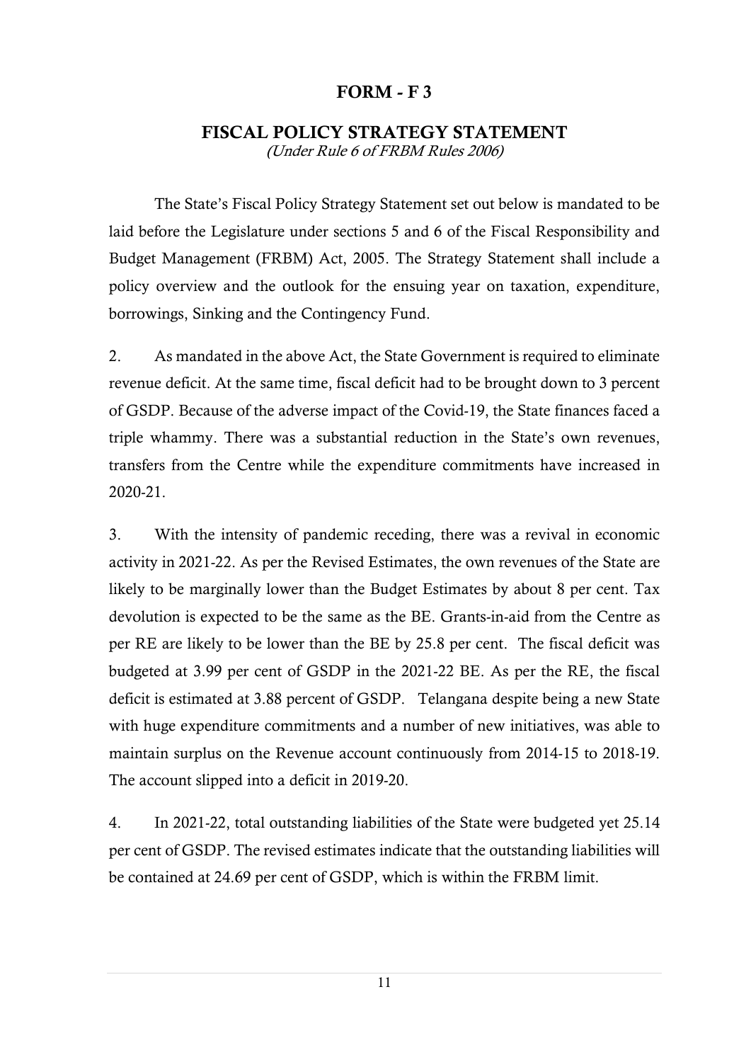# FORM - F 3

## FISCAL POLICY STRATEGY STATEMENT

*(Under Rule 6 of FRBM Rules 2006)*

The State's Fiscal Policy Strategy Statement set out below is mandated to be laid before the Legislature under sections 5 and 6 of the Fiscal Responsibility and Budget Management (FRBM) Act, 2005. The Strategy Statement shall include a policy overview and the outlook for the ensuing year on taxation, expenditure, borrowings, Sinking and the Contingency Fund.

2. As mandated in the above Act, the State Government is required to eliminate revenue deficit. At the same time, fiscal deficit had to be brought down to 3 percent of GSDP. Because of the adverse impact of the Covid-19, the State finances faced a triple whammy. There was a substantial reduction in the State's own revenues, transfers from the Centre while the expenditure commitments have increased in 2020-21.

3. With the intensity of pandemic receding, there was a revival in economic activity in 2021-22. As per the Revised Estimates, the own revenues of the State are likely to be marginally lower than the Budget Estimates by about 8 per cent. Tax devolution is expected to be the same as the BE. Grants-in-aid from the Centre as per RE are likely to be lower than the BE by 25.8 per cent. The fiscal deficit was budgeted at 3.99 per cent of GSDP in the 2021-22 BE. As per the RE, the fiscal deficit is estimated at 3.88 percent of GSDP. Telangana despite being a new State with huge expenditure commitments and a number of new initiatives, was able to maintain surplus on the Revenue account continuously from 2014-15 to 2018-19. The account slipped into a deficit in 2019-20.

4. In 2021-22, total outstanding liabilities of the State were budgeted yet 25.14 per cent of GSDP. The revised estimates indicate that the outstanding liabilities will be contained at 24.69 per cent of GSDP, which is within the FRBM limit.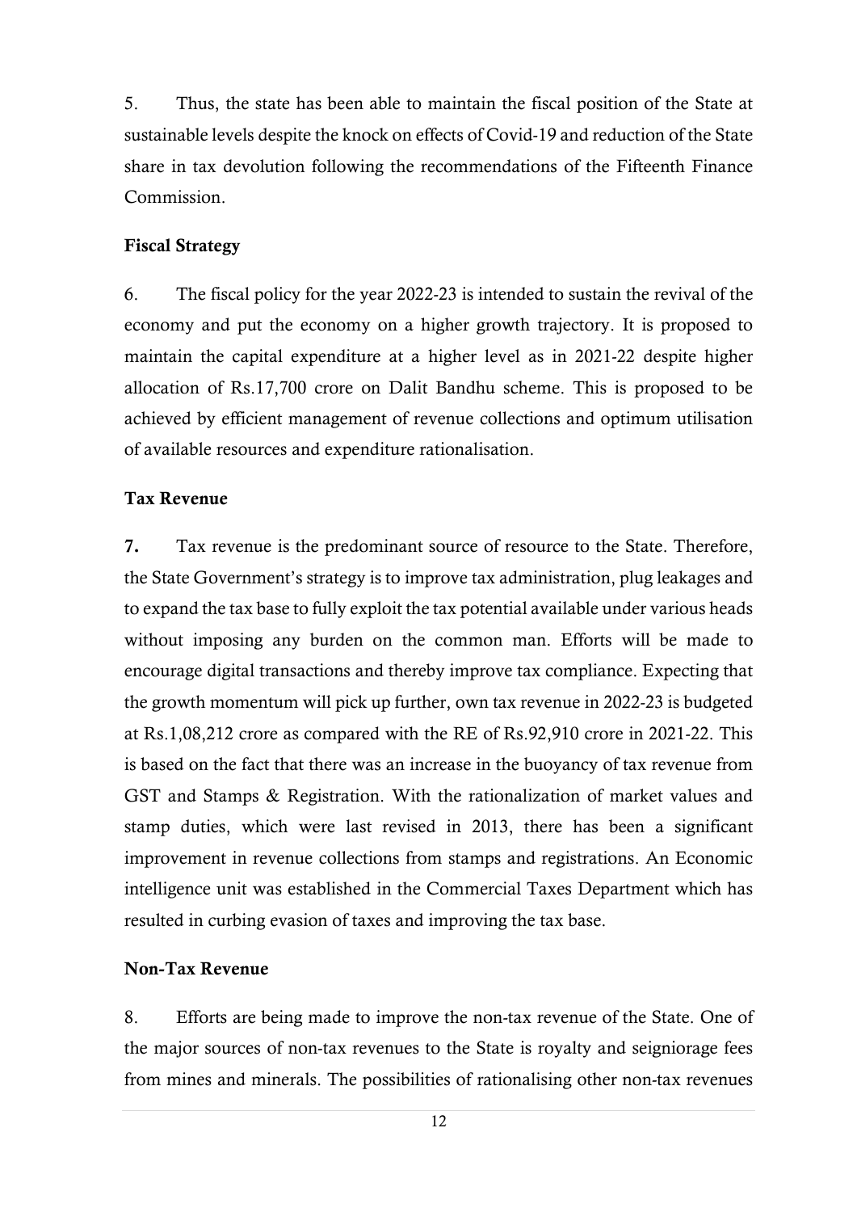5. Thus, the state has been able to maintain the fiscal position of the State at sustainable levels despite the knock on effects of Covid-19 and reduction of the State share in tax devolution following the recommendations of the Fifteenth Finance Commission.

### Fiscal Strategy

6. The fiscal policy for the year 2022-23 is intended to sustain the revival of the economy and put the economy on a higher growth trajectory. It is proposed to maintain the capital expenditure at a higher level as in 2021-22 despite higher allocation of Rs.17,700 crore on Dalit Bandhu scheme. This is proposed to be achieved by efficient management of revenue collections and optimum utilisation of available resources and expenditure rationalisation.

### Tax Revenue

**7.** Tax revenue is the predominant source of resource to the State. Therefore, the State Government's strategy is to improve tax administration, plug leakages and to expand the tax base to fully exploit the tax potential available under various heads without imposing any burden on the common man. Efforts will be made to encourage digital transactions and thereby improve tax compliance. Expecting that the growth momentum will pick up further, own tax revenue in 2022-23 is budgeted at Rs.1,08,212 crore as compared with the RE of Rs.92,910 crore in 2021-22. This is based on the fact that there was an increase in the buoyancy of tax revenue from GST and Stamps & Registration. With the rationalization of market values and stamp duties, which were last revised in 2013, there has been a significant improvement in revenue collections from stamps and registrations. An Economic intelligence unit was established in the Commercial Taxes Department which has resulted in curbing evasion of taxes and improving the tax base.

### Non-Tax Revenue

8. Efforts are being made to improve the non-tax revenue of the State. One of the major sources of non-tax revenues to the State is royalty and seigniorage fees from mines and minerals. The possibilities of rationalising other non-tax revenues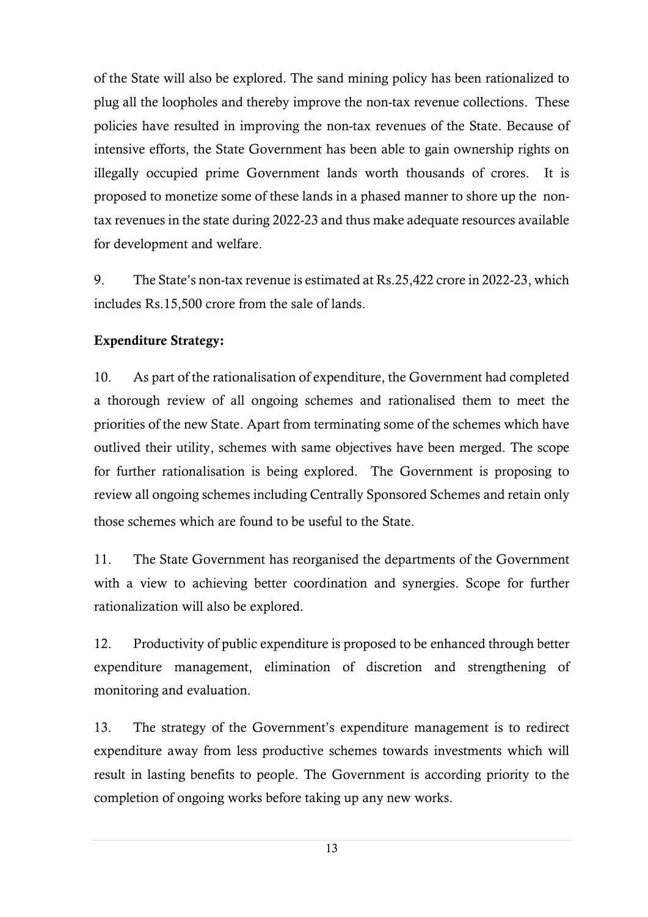of the State will also be explored. The sand mining policy has been rationalized to plug all the loopholes and thereby improve the non-tax revenue collections. These policies have resulted in improving the non-tax revenues of the State. Because of intensive efforts, the State Government has been able to gain ownership rights on illegally occupied prime Government lands worth thousands of crores. It is proposed to monetize some of these lands in a phased manner to shore up the non-tax revenues in the state during 2022-23 and thus make adequate resources available for development and welfare.

9. The State's non-tax revenue is estimated at Rs.25,422 crore in 2022-23, which includes Rs.15,500 crore from the sale of lands.

**Expenditure Strategy:**

10. As part of the rationalisation of expenditure, the Government had completed a thorough review of all ongoing schemes and rationalised them to meet the priorities of the new State. Apart from terminating some of the schemes which have outlived their utility, schemes with same objectives have been merged. The scope for further rationalisation is being explored. The Government is proposing to review all ongoing schemes including Centrally Sponsored Schemes and retain only those schemes which are found to be useful to the State.

11. The State Government has reorganised the departments of the Government with a view to achieving better coordination and synergies. Scope for further rationalization will also be explored.

12. Productivity of public expenditure is proposed to be enhanced through better expenditure management, elimination of discretion and strengthening of monitoring and evaluation.

13. The strategy of the Government's expenditure management is to redirect expenditure away from less productive schemes towards investments which will result in lasting benefits to people. The Government is according priority to the completion of ongoing works before taking up any new works.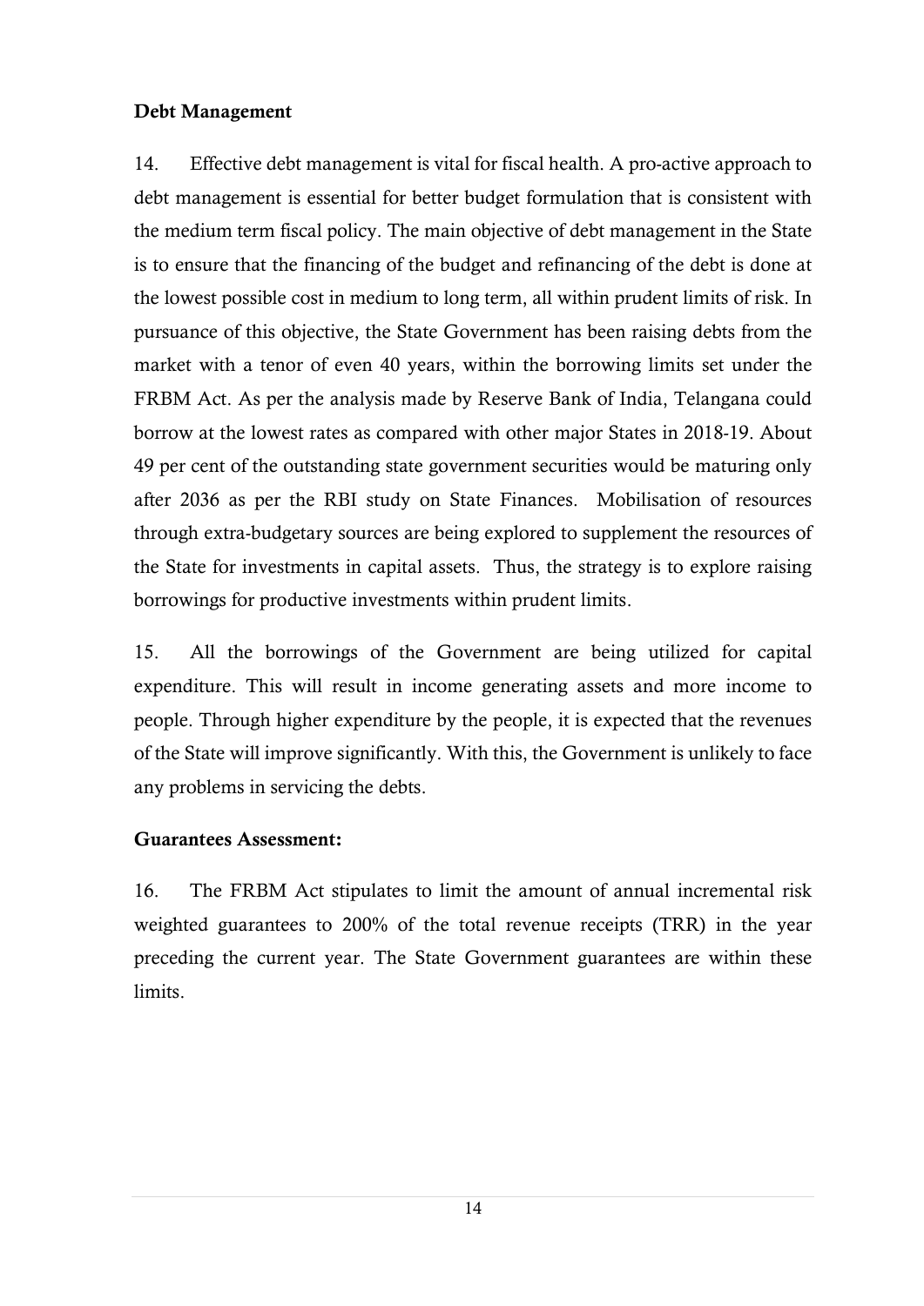**Debt Management**

14. Effective debt management is vital for fiscal health. A pro-active approach to debt management is essential for better budget formulation that is consistent with the medium term fiscal policy. The main objective of debt management in the State is to ensure that the financing of the budget and refinancing of the debt is done at the lowest possible cost in medium to long term, all within prudent limits of risk. In pursuance of this objective, the State Government has been raising debts from the market with a tenor of even 40 years, within the borrowing limits set under the FRBM Act. As per the analysis made by Reserve Bank of India, Telangana could borrow at the lowest rates as compared with other major States in 2018-19. About 49 per cent of the outstanding state government securities would be maturing only after 2036 as per the RBI study on State Finances. Mobilisation of resources through extra-budgetary sources are being explored to supplement the resources of the State for investments in capital assets. Thus, the strategy is to explore raising borrowings for productive investments within prudent limits.

15. All the borrowings of the Government are being utilized for capital expenditure. This will result in income generating assets and more income to people. Through higher expenditure by the people, it is expected that the revenues of the State will improve significantly. With this, the Government is unlikely to face any problems in servicing the debts.

**Guarantees Assessment:**

16. The FRBM Act stipulates to limit the amount of annual incremental risk weighted guarantees to 200% of the total revenue receipts (TRR) in the year preceding the current year. The State Government guarantees are within these limits.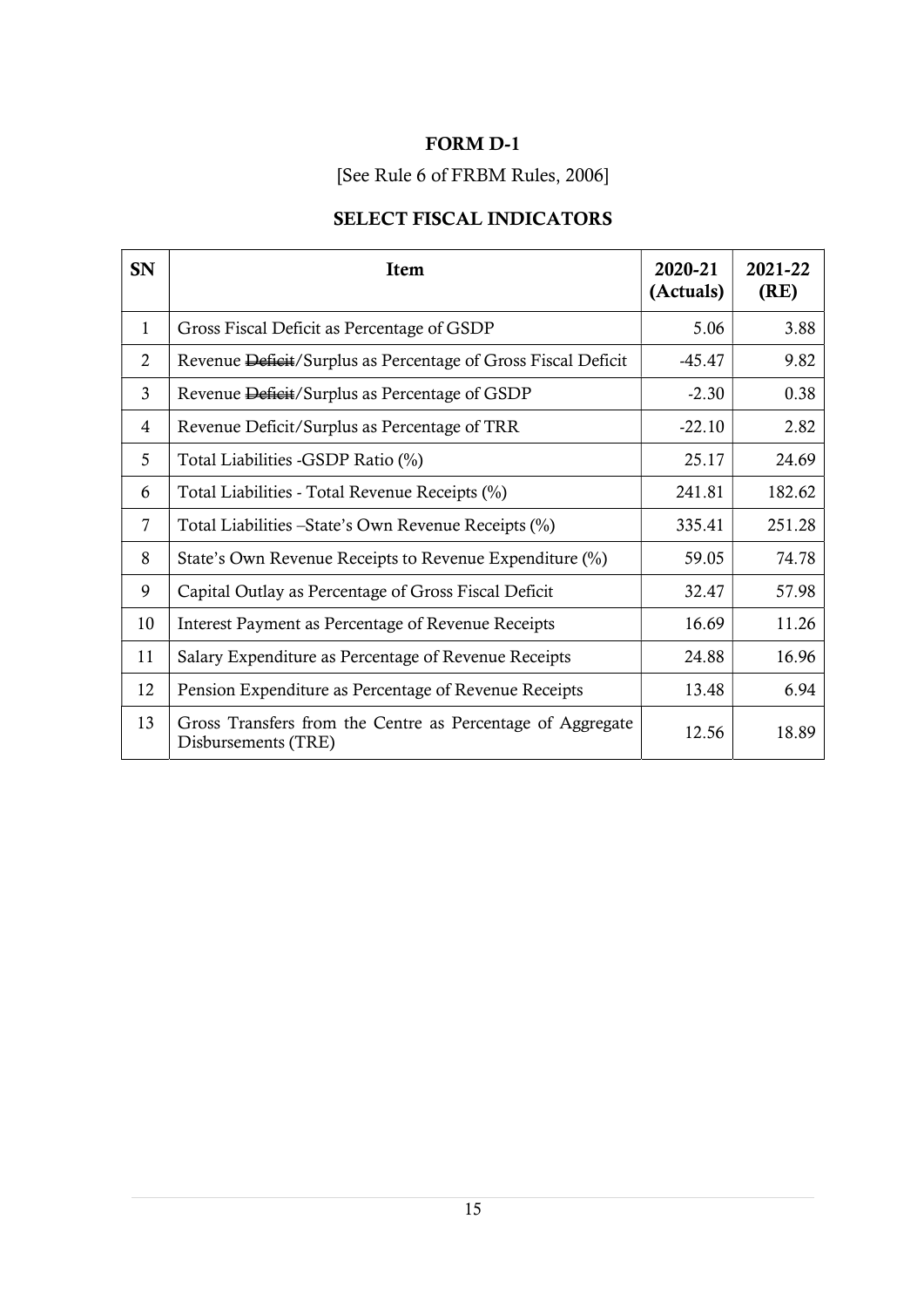**FORM D-1**

[See Rule 6 of FRBM Rules, 2006]

**SELECT FISCAL INDICATORS**

| SN | Item | 2020-21 (Actuals) | 2021-22 (RE) |
|---|---|---|---|
| 1 | Gross Fiscal Deficit as Percentage of GSDP | 5.06 | 3.88 |
| 2 | Revenue ~~Deficit~~/Surplus as Percentage of Gross Fiscal Deficit | -45.47 | 9.82 |
| 3 | Revenue ~~Deficit~~/Surplus as Percentage of GSDP | -2.30 | 0.38 |
| 4 | Revenue Deficit/Surplus as Percentage of TRR | -22.10 | 2.82 |
| 5 | Total Liabilities -GSDP Ratio (%) | 25.17 | 24.69 |
| 6 | Total Liabilities - Total Revenue Receipts (%) | 241.81 | 182.62 |
| 7 | Total Liabilities –State's Own Revenue Receipts (%) | 335.41 | 251.28 |
| 8 | State's Own Revenue Receipts to Revenue Expenditure (%) | 59.05 | 74.78 |
| 9 | Capital Outlay as Percentage of Gross Fiscal Deficit | 32.47 | 57.98 |
| 10 | Interest Payment as Percentage of Revenue Receipts | 16.69 | 11.26 |
| 11 | Salary Expenditure as Percentage of Revenue Receipts | 24.88 | 16.96 |
| 12 | Pension Expenditure as Percentage of Revenue Receipts | 13.48 | 6.94 |
| 13 | Gross Transfers from the Centre as Percentage of Aggregate Disbursements (TRE) | 12.56 | 18.89 |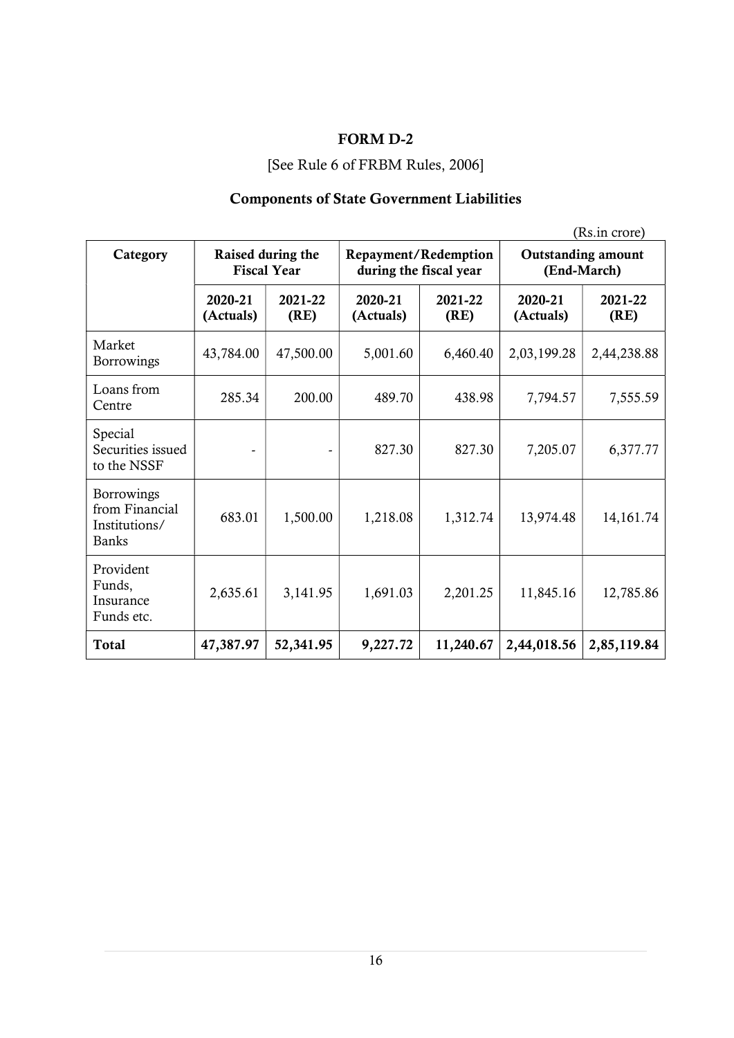# FORM D-2

[See Rule 6 of FRBM Rules, 2006]

## Components of State Government Liabilities

(Rs.in crore)

| Category | Raised during the Fiscal Year | | Repayment/Redemption during the fiscal year | | Outstanding amount (End-March) | |
|---|---|---|---|---|---|---|
| | **2020-21 (Actuals)** | **2021-22 (RE)** | **2020-21 (Actuals)** | **2021-22 (RE)** | **2020-21 (Actuals)** | **2021-22 (RE)** |
| Market Borrowings | 43,784.00 | 47,500.00 | 5,001.60 | 6,460.40 | 2,03,199.28 | 2,44,238.88 |
| Loans from Centre | 285.34 | 200.00 | 489.70 | 438.98 | 7,794.57 | 7,555.59 |
| Special Securities issued to the NSSF | - | - | 827.30 | 827.30 | 7,205.07 | 6,377.77 |
| Borrowings from Financial Institutions/ Banks | 683.01 | 1,500.00 | 1,218.08 | 1,312.74 | 13,974.48 | 14,161.74 |
| Provident Funds, Insurance Funds etc. | 2,635.61 | 3,141.95 | 1,691.03 | 2,201.25 | 11,845.16 | 12,785.86 |
| **Total** | **47,387.97** | **52,341.95** | **9,227.72** | **11,240.67** | **2,44,018.56** | **2,85,119.84** |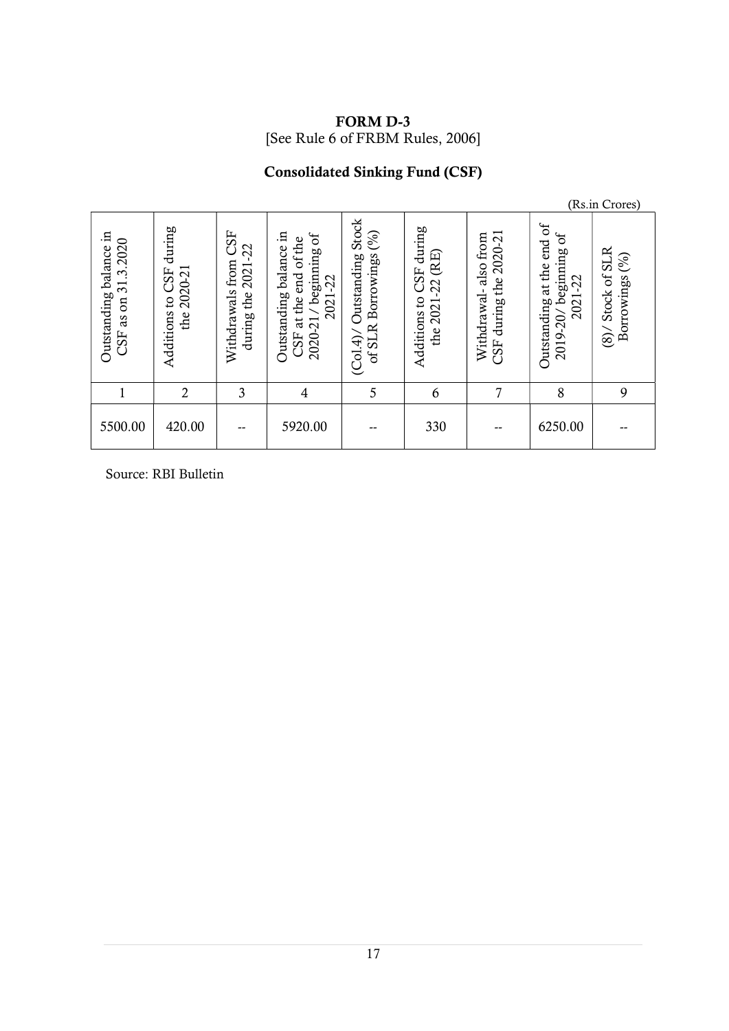**FORM D-3**
[See Rule 6 of FRBM Rules, 2006]

**Consolidated Sinking Fund (CSF)**

(Rs.in Crores)

| Outstanding balance in CSF as on 31.3.2020 | Additions to CSF during the 2020-21 | Withdrawals from CSF during the 2021-22 | Outstanding balance in CSF at the end of the 2020-21 / beginning of 2021-22 | (Col.4)/ Outstanding Stock of SLR Borrowings (%) | Additions to CSF during the 2021-22 (RE) | Withdrawal- also from CSF during the 2020-21 | Outstanding at the end of 2019-20/ beginning of 2021-22 | (8)/ Stock of SLR Borrowings (%) |
|---|---|---|---|---|---|---|---|---|
| 1 | 2 | 3 | 4 | 5 | 6 | 7 | 8 | 9 |
| 5500.00 | 420.00 | -- | 5920.00 | -- | 330 | -- | 6250.00 | -- |

Source: RBI Bulletin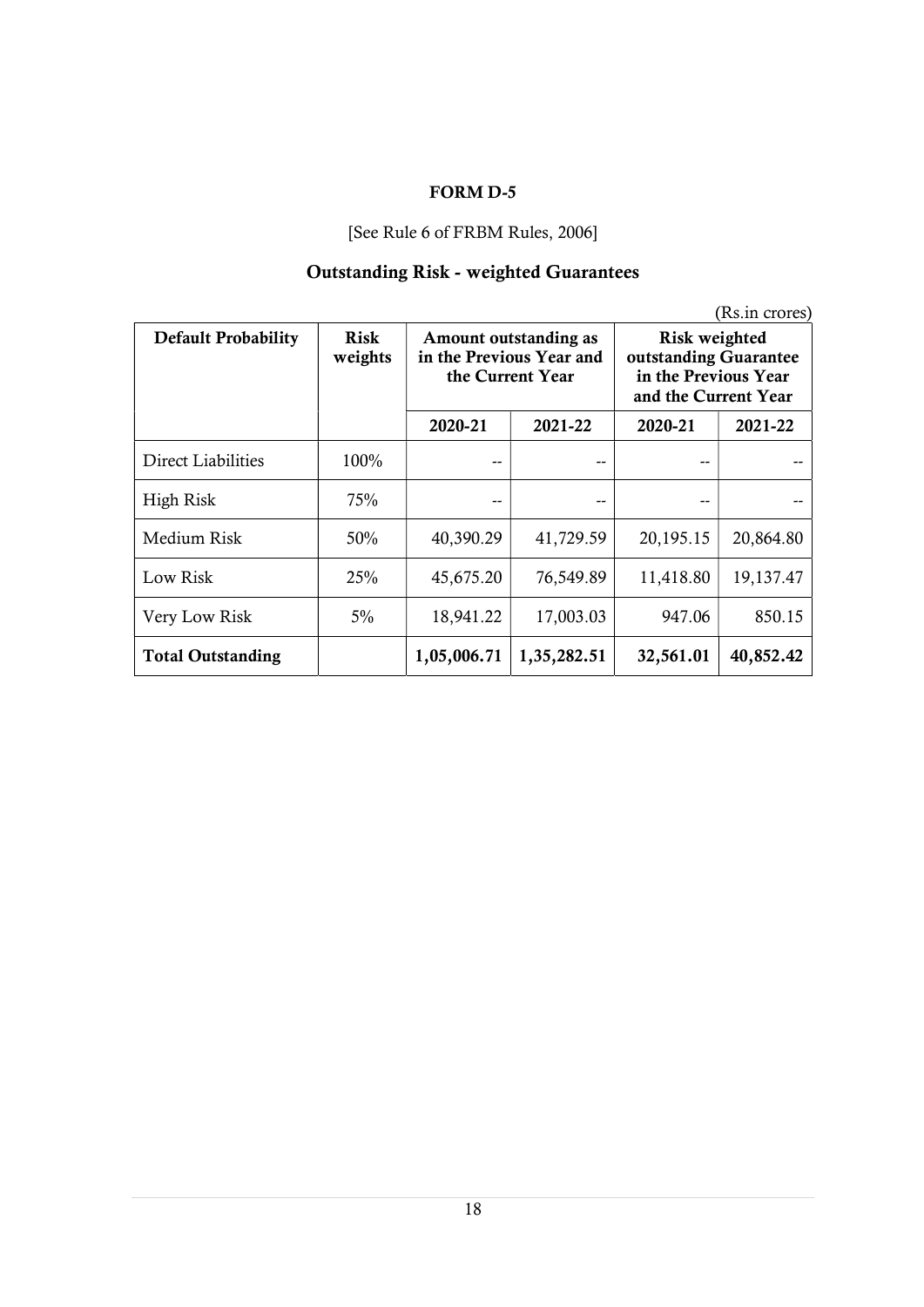## FORM D-5

[See Rule 6 of FRBM Rules, 2006]

### Outstanding Risk - weighted Guarantees

(Rs.in crores)

| **Default Probability** | **Risk weights** | **Amount outstanding as in the Previous Year and the Current Year** | | **Risk weighted outstanding Guarantee in the Previous Year and the Current Year** | |
|---|---|---|---|---|---|
| | | **2020-21** | **2021-22** | **2020-21** | **2021-22** |
| Direct Liabilities | 100% | -- | -- | -- | -- |
| High Risk | 75% | -- | -- | -- | -- |
| Medium Risk | 50% | 40,390.29 | 41,729.59 | 20,195.15 | 20,864.80 |
| Low Risk | 25% | 45,675.20 | 76,549.89 | 11,418.80 | 19,137.47 |
| Very Low Risk | 5% | 18,941.22 | 17,003.03 | 947.06 | 850.15 |
| **Total Outstanding** | | **1,05,006.71** | **1,35,282.51** | **32,561.01** | **40,852.42** |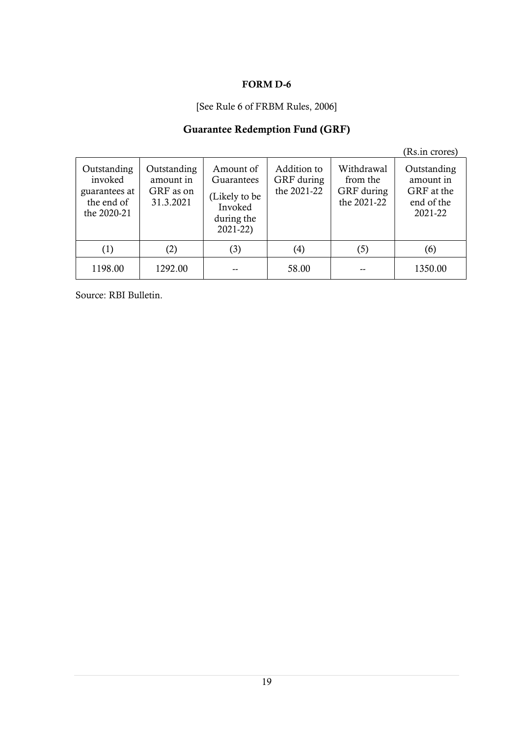**FORM D-6**

[See Rule 6 of FRBM Rules, 2006]

## Guarantee Redemption Fund (GRF)

(Rs.in crores)

| Outstanding invoked guarantees at the end of the 2020-21 | Outstanding amount in GRF as on 31.3.2021 | Amount of Guarantees (Likely to be Invoked during the 2021-22) | Addition to GRF during the 2021-22 | Withdrawal from the GRF during the 2021-22 | Outstanding amount in GRF at the end of the 2021-22 |
|---|---|---|---|---|---|
| (1) | (2) | (3) | (4) | (5) | (6) |
| 1198.00 | 1292.00 | -- | 58.00 | -- | 1350.00 |

Source: RBI Bulletin.